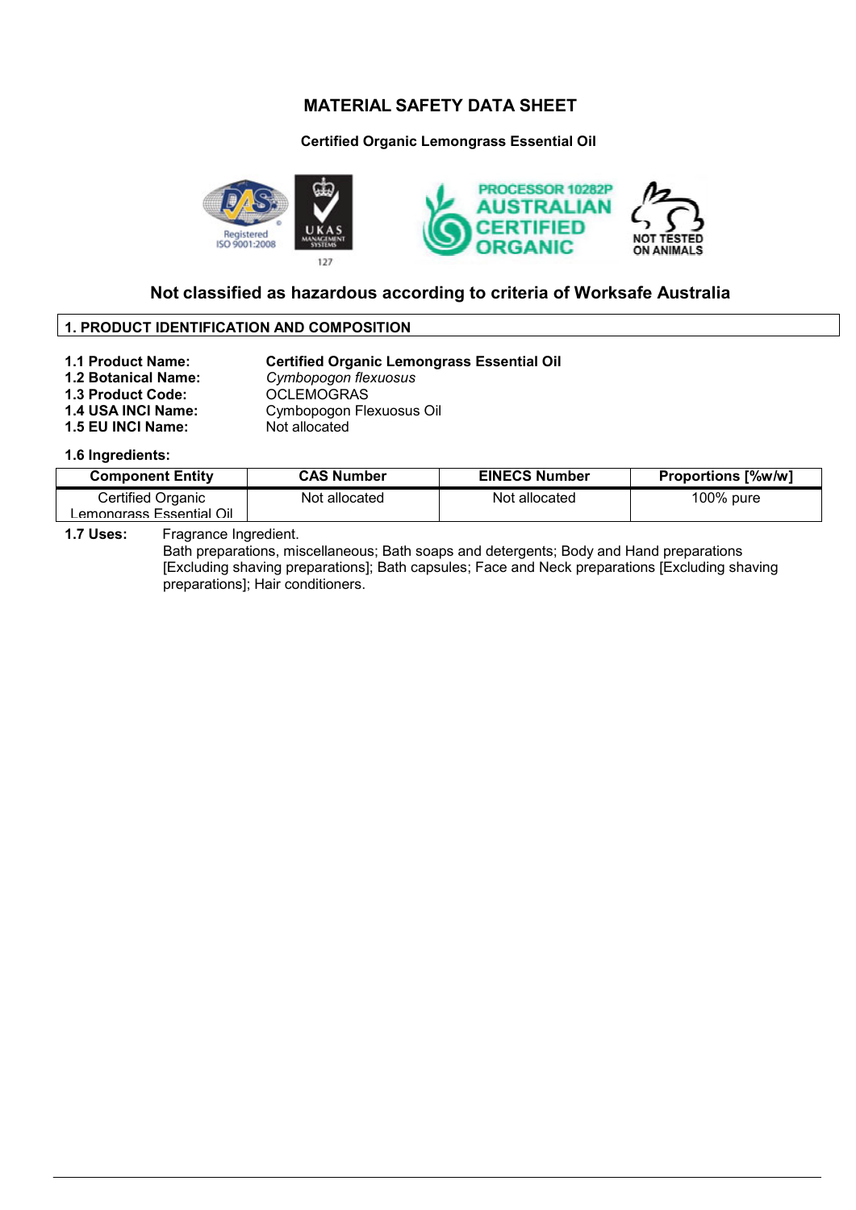# MATERIAL SAFETY DATA SHEET

**Certified Organic Lemongrass Essential Oil**

Registered ISO 9001:2008

UKAS MANAGEMENT SYSTEMS 127

PROCESSOR 10282P AUSTRALIAN CERTIFIED ORGANIC

NOT TESTED ON ANIMALS

## Not classified as hazardous according to criteria of Worksafe Australia

## 1. PRODUCT IDENTIFICATION AND COMPOSITION

**1.1 Product Name:** **Certified Organic Lemongrass Essential Oil**
**1.2 Botanical Name:** *Cymbopogon flexuosus*
**1.3 Product Code:** OCLEMOGRAS
**1.4 USA INCI Name:** Cymbopogon Flexuosus Oil
**1.5 EU INCI Name:** Not allocated

**1.6 Ingredients:**

| Component Entity | CAS Number | EINECS Number | Proportions [%w/w] |
|---|---|---|---|
| Certified Organic Lemongrass Essential Oil | Not allocated | Not allocated | 100% pure |

**1.7 Uses:** Fragrance Ingredient.
Bath preparations, miscellaneous; Bath soaps and detergents; Body and Hand preparations [Excluding shaving preparations]; Bath capsules; Face and Neck preparations [Excluding shaving preparations]; Hair conditioners.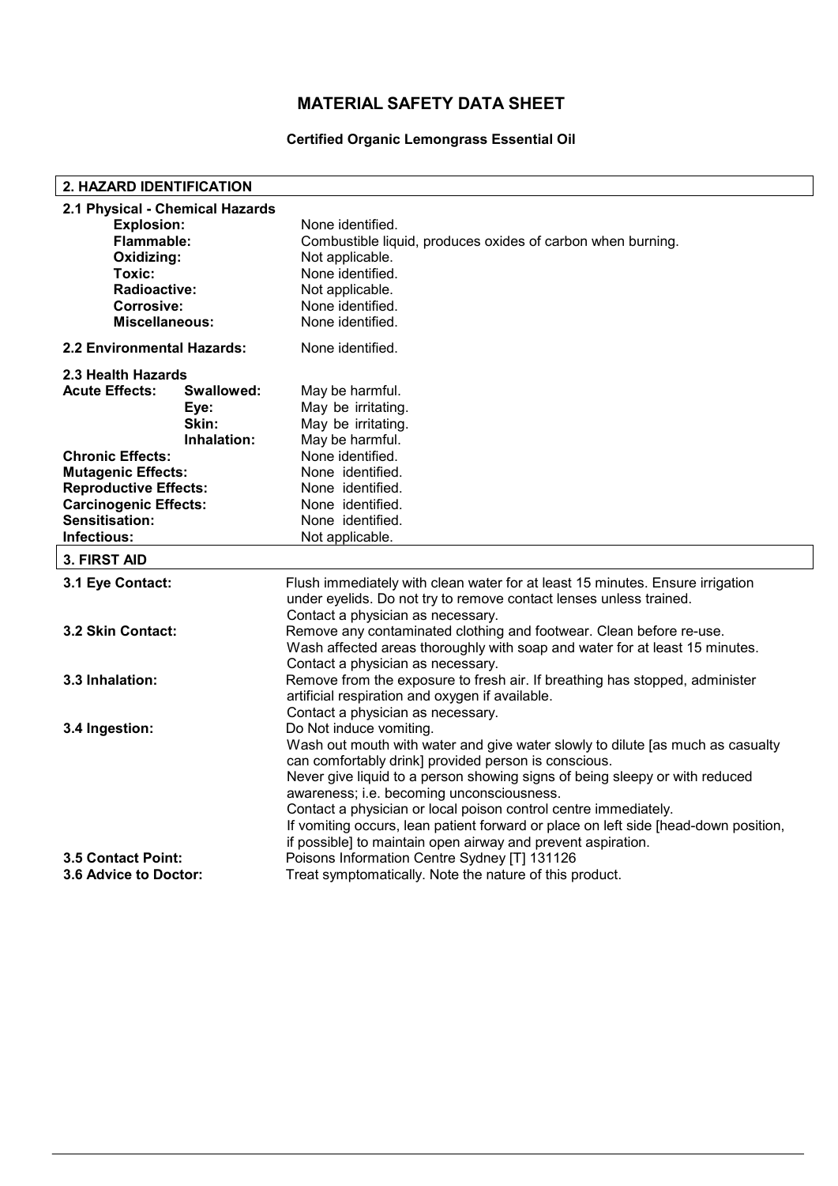# MATERIAL SAFETY DATA SHEET

**Certified Organic Lemongrass Essential Oil**

## 2. HAZARD IDENTIFICATION

### 2.1 Physical - Chemical Hazards

| | |
|---|---|
| **Explosion:** | None identified. |
| **Flammable:** | Combustible liquid, produces oxides of carbon when burning. |
| **Oxidizing:** | Not applicable. |
| **Toxic:** | None identified. |
| **Radioactive:** | Not applicable. |
| **Corrosive:** | None identified. |
| **Miscellaneous:** | None identified. |

**2.2 Environmental Hazards:** None identified.

### 2.3 Health Hazards

| | | |
|---|---|---|
| **Acute Effects:** | **Swallowed:** | May be harmful. |
| | **Eye:** | May be irritating. |
| | **Skin:** | May be irritating. |
| | **Inhalation:** | May be harmful. |
| **Chronic Effects:** | | None identified. |
| **Mutagenic Effects:** | | None identified. |
| **Reproductive Effects:** | | None identified. |
| **Carcinogenic Effects:** | | None identified. |
| **Sensitisation:** | | None identified. |
| **Infectious:** | | Not applicable. |

## 3. FIRST AID

**3.1 Eye Contact:** Flush immediately with clean water for at least 15 minutes. Ensure irrigation under eyelids. Do not try to remove contact lenses unless trained. Contact a physician as necessary.

**3.2 Skin Contact:** Remove any contaminated clothing and footwear. Clean before re-use. Wash affected areas thoroughly with soap and water for at least 15 minutes. Contact a physician as necessary.

**3.3 Inhalation:** Remove from the exposure to fresh air. If breathing has stopped, administer artificial respiration and oxygen if available. Contact a physician as necessary.

**3.4 Ingestion:** Do Not induce vomiting.
Wash out mouth with water and give water slowly to dilute [as much as casualty can comfortably drink] provided person is conscious.
Never give liquid to a person showing signs of being sleepy or with reduced awareness; i.e. becoming unconsciousness.
Contact a physician or local poison control centre immediately.
If vomiting occurs, lean patient forward or place on left side [head-down position, if possible] to maintain open airway and prevent aspiration.

**3.5 Contact Point:** Poisons Information Centre Sydney [T] 131126

**3.6 Advice to Doctor:** Treat symptomatically. Note the nature of this product.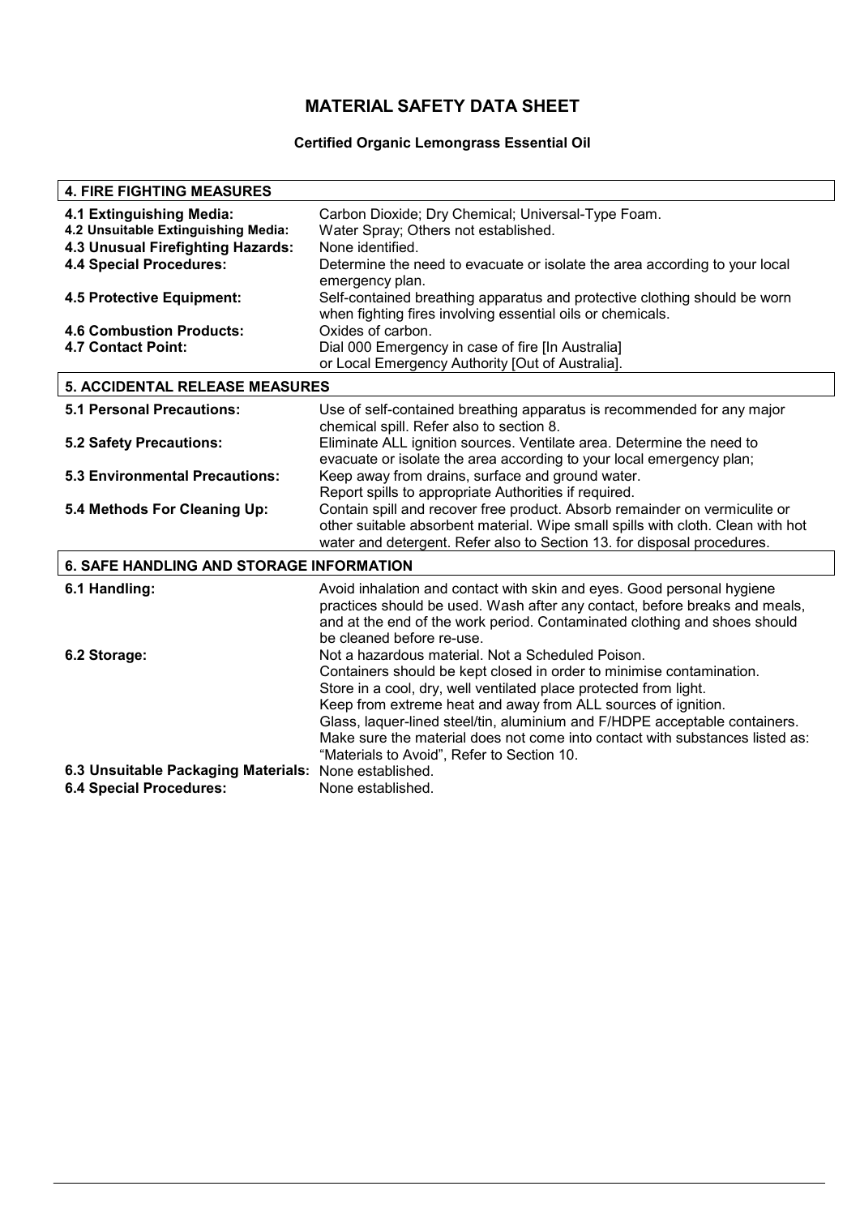# MATERIAL SAFETY DATA SHEET

**Certified Organic Lemongrass Essential Oil**

## 4. FIRE FIGHTING MEASURES

| | |
|---|---|
| **4.1 Extinguishing Media:** | Carbon Dioxide; Dry Chemical; Universal-Type Foam. |
| **4.2 Unsuitable Extinguishing Media:** | Water Spray; Others not established. |
| **4.3 Unusual Firefighting Hazards:** | None identified. |
| **4.4 Special Procedures:** | Determine the need to evacuate or isolate the area according to your local emergency plan. |
| **4.5 Protective Equipment:** | Self-contained breathing apparatus and protective clothing should be worn when fighting fires involving essential oils or chemicals. |
| **4.6 Combustion Products:** | Oxides of carbon. |
| **4.7 Contact Point:** | Dial 000 Emergency in case of fire [In Australia] or Local Emergency Authority [Out of Australia]. |

## 5. ACCIDENTAL RELEASE MEASURES

| | |
|---|---|
| **5.1 Personal Precautions:** | Use of self-contained breathing apparatus is recommended for any major chemical spill. Refer also to section 8. |
| **5.2 Safety Precautions:** | Eliminate ALL ignition sources. Ventilate area. Determine the need to evacuate or isolate the area according to your local emergency plan; |
| **5.3 Environmental Precautions:** | Keep away from drains, surface and ground water. Report spills to appropriate Authorities if required. |
| **5.4 Methods For Cleaning Up:** | Contain spill and recover free product. Absorb remainder on vermiculite or other suitable absorbent material. Wipe small spills with cloth. Clean with hot water and detergent. Refer also to Section 13. for disposal procedures. |

## 6. SAFE HANDLING AND STORAGE INFORMATION

| | |
|---|---|
| **6.1 Handling:** | Avoid inhalation and contact with skin and eyes. Good personal hygiene practices should be used. Wash after any contact, before breaks and meals, and at the end of the work period. Contaminated clothing and shoes should be cleaned before re-use. |
| **6.2 Storage:** | Not a hazardous material. Not a Scheduled Poison.<br>Containers should be kept closed in order to minimise contamination.<br>Store in a cool, dry, well ventilated place protected from light.<br>Keep from extreme heat and away from ALL sources of ignition.<br>Glass, laquer-lined steel/tin, aluminium and F/HDPE acceptable containers.<br>Make sure the material does not come into contact with substances listed as: "Materials to Avoid", Refer to Section 10. |
| **6.3 Unsuitable Packaging Materials:** | None established. |
| **6.4 Special Procedures:** | None established. |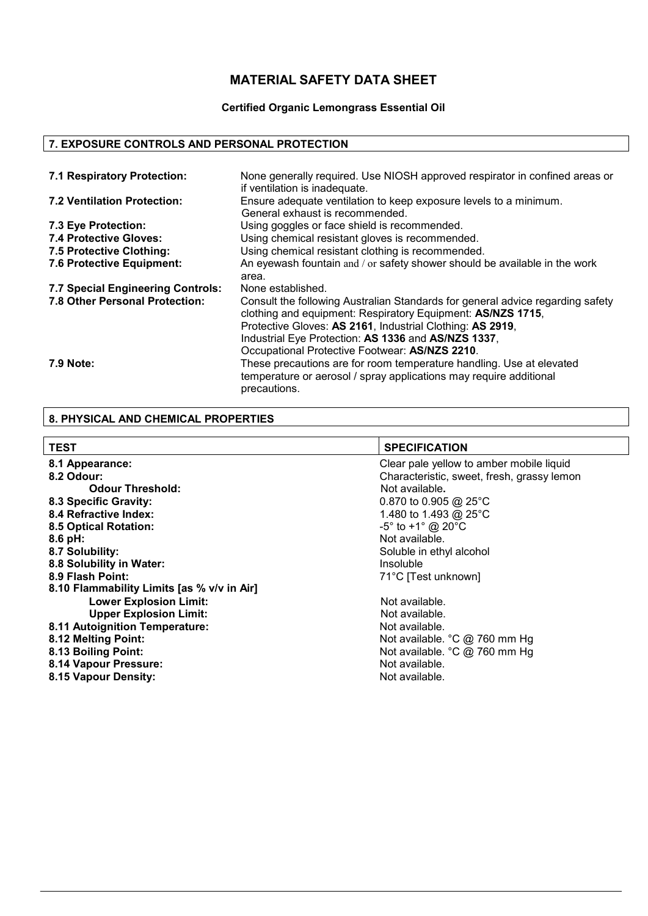# MATERIAL SAFETY DATA SHEET

**Certified Organic Lemongrass Essential Oil**

## 7. EXPOSURE CONTROLS AND PERSONAL PROTECTION

| | |
|---|---|
| **7.1 Respiratory Protection:** | None generally required. Use NIOSH approved respirator in confined areas or if ventilation is inadequate. |
| **7.2 Ventilation Protection:** | Ensure adequate ventilation to keep exposure levels to a minimum. General exhaust is recommended. |
| **7.3 Eye Protection:** | Using goggles or face shield is recommended. |
| **7.4 Protective Gloves:** | Using chemical resistant gloves is recommended. |
| **7.5 Protective Clothing:** | Using chemical resistant clothing is recommended. |
| **7.6 Protective Equipment:** | An eyewash fountain and / or safety shower should be available in the work area. |
| **7.7 Special Engineering Controls:** | None established. |
| **7.8 Other Personal Protection:** | Consult the following Australian Standards for general advice regarding safety clothing and equipment: Respiratory Equipment: **AS/NZS 1715**, Protective Gloves: **AS 2161**, Industrial Clothing: **AS 2919**, Industrial Eye Protection: **AS 1336** and **AS/NZS 1337**, Occupational Protective Footwear: **AS/NZS 2210**. |
| **7.9 Note:** | These precautions are for room temperature handling. Use at elevated temperature or aerosol / spray applications may require additional precautions. |

## 8. PHYSICAL AND CHEMICAL PROPERTIES

| TEST | SPECIFICATION |
|---|---|
| **8.1 Appearance:** | Clear pale yellow to amber mobile liquid |
| **8.2 Odour:** | Characteristic, sweet, fresh, grassy lemon |
| **Odour Threshold:** | Not available**.** |
| **8.3 Specific Gravity:** | 0.870 to 0.905 @ 25°C |
| **8.4 Refractive Index:** | 1.480 to 1.493 @ 25°C |
| **8.5 Optical Rotation:** | -5° to +1° @ 20°C |
| **8.6 pH:** | Not available. |
| **8.7 Solubility:** | Soluble in ethyl alcohol |
| **8.8 Solubility in Water:** | Insoluble |
| **8.9 Flash Point:** | 71°C [Test unknown] |
| **8.10 Flammability Limits [as % v/v in Air]** | |
| **Lower Explosion Limit:** | Not available. |
| **Upper Explosion Limit:** | Not available. |
| **8.11 Autoignition Temperature:** | Not available. |
| **8.12 Melting Point:** | Not available. °C @ 760 mm Hg |
| **8.13 Boiling Point:** | Not available. °C @ 760 mm Hg |
| **8.14 Vapour Pressure:** | Not available. |
| **8.15 Vapour Density:** | Not available. |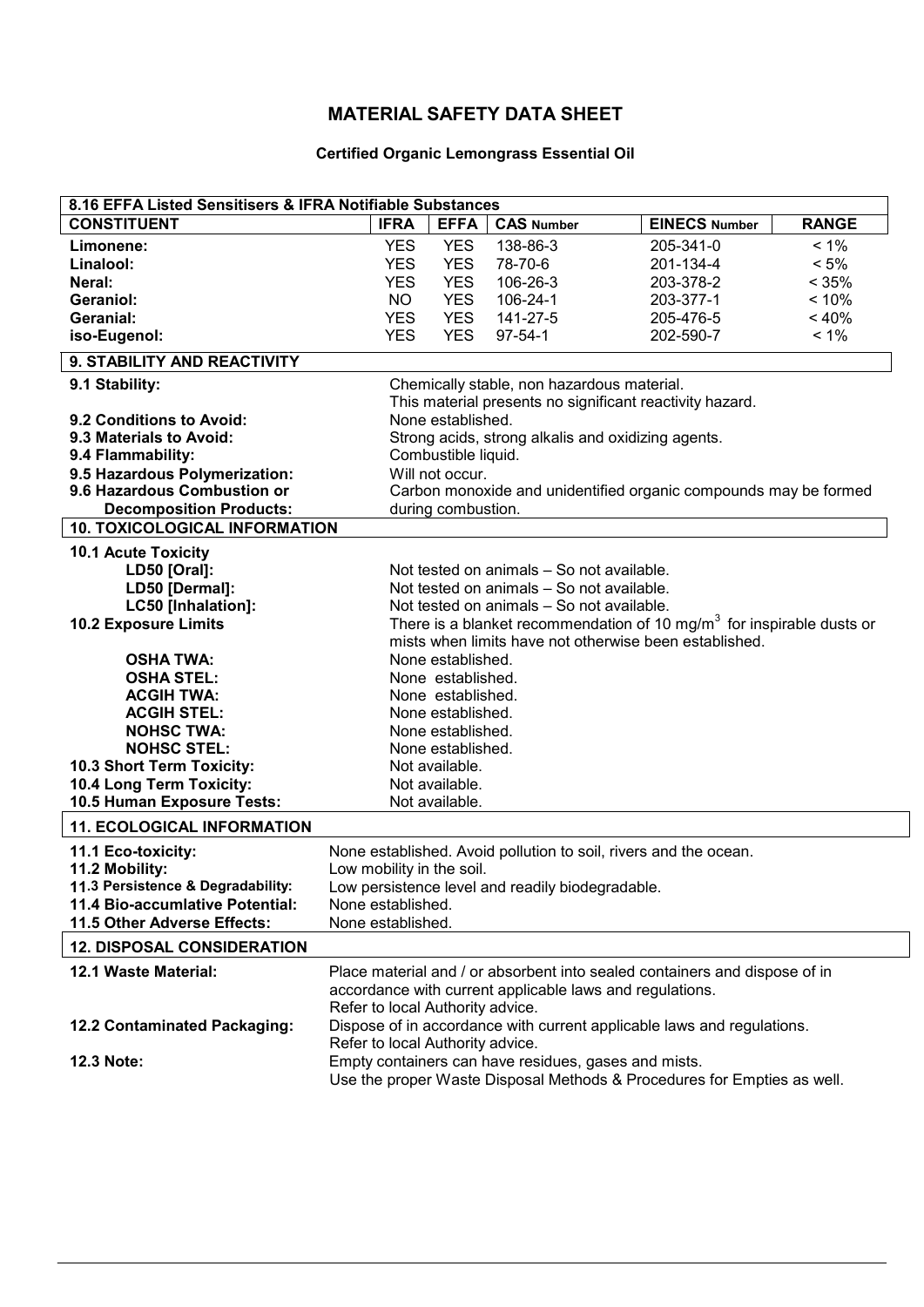# MATERIAL SAFETY DATA SHEET

**Certified Organic Lemongrass Essential Oil**

**8.16 EFFA Listed Sensitisers & IFRA Notifiable Substances**

| CONSTITUENT | IFRA | EFFA | CAS Number | EINECS Number | RANGE |
|---|---|---|---|---|---|
| **Limonene:** | YES | YES | 138-86-3 | 205-341-0 | < 1% |
| **Linalool:** | YES | YES | 78-70-6 | 201-134-4 | < 5% |
| **Neral:** | YES | YES | 106-26-3 | 203-378-2 | < 35% |
| **Geraniol:** | NO | YES | 106-24-1 | 203-377-1 | < 10% |
| **Geranial:** | YES | YES | 141-27-5 | 205-476-5 | < 40% |
| **iso-Eugenol:** | YES | YES | 97-54-1 | 202-590-7 | < 1% |

## 9. STABILITY AND REACTIVITY

| | |
|---|---|
| **9.1 Stability:** | Chemically stable, non hazardous material. This material presents no significant reactivity hazard. |
| **9.2 Conditions to Avoid:** | None established. |
| **9.3 Materials to Avoid:** | Strong acids, strong alkalis and oxidizing agents. |
| **9.4 Flammability:** | Combustible liquid. |
| **9.5 Hazardous Polymerization:** | Will not occur. |
| **9.6 Hazardous Combustion or Decomposition Products:** | Carbon monoxide and unidentified organic compounds may be formed during combustion. |

## 10. TOXICOLOGICAL INFORMATION

| | |
|---|---|
| **10.1 Acute Toxicity** | |
| **LD50 [Oral]:** | Not tested on animals – So not available. |
| **LD50 [Dermal]:** | Not tested on animals – So not available. |
| **LC50 [Inhalation]:** | Not tested on animals – So not available. |
| **10.2 Exposure Limits** | There is a blanket recommendation of 10 mg/m$^3$ for inspirable dusts or mists when limits have not otherwise been established. |
| **OSHA TWA:** | None established. |
| **OSHA STEL:** | None established. |
| **ACGIH TWA:** | None established. |
| **ACGIH STEL:** | None established. |
| **NOHSC TWA:** | None established. |
| **NOHSC STEL:** | None established. |
| **10.3 Short Term Toxicity:** | Not available. |
| **10.4 Long Term Toxicity:** | Not available. |
| **10.5 Human Exposure Tests:** | Not available. |

## 11. ECOLOGICAL INFORMATION

| | |
|---|---|
| **11.1 Eco-toxicity:** | None established. Avoid pollution to soil, rivers and the ocean. |
| **11.2 Mobility:** | Low mobility in the soil. |
| **11.3 Persistence & Degradability:** | Low persistence level and readily biodegradable. |
| **11.4 Bio-accumlative Potential:** | None established. |
| **11.5 Other Adverse Effects:** | None established. |

## 12. DISPOSAL CONSIDERATION

| | |
|---|---|
| **12.1 Waste Material:** | Place material and / or absorbent into sealed containers and dispose of in accordance with current applicable laws and regulations. Refer to local Authority advice. |
| **12.2 Contaminated Packaging:** | Dispose of in accordance with current applicable laws and regulations. Refer to local Authority advice. |
| **12.3 Note:** | Empty containers can have residues, gases and mists. Use the proper Waste Disposal Methods & Procedures for Empties as well. |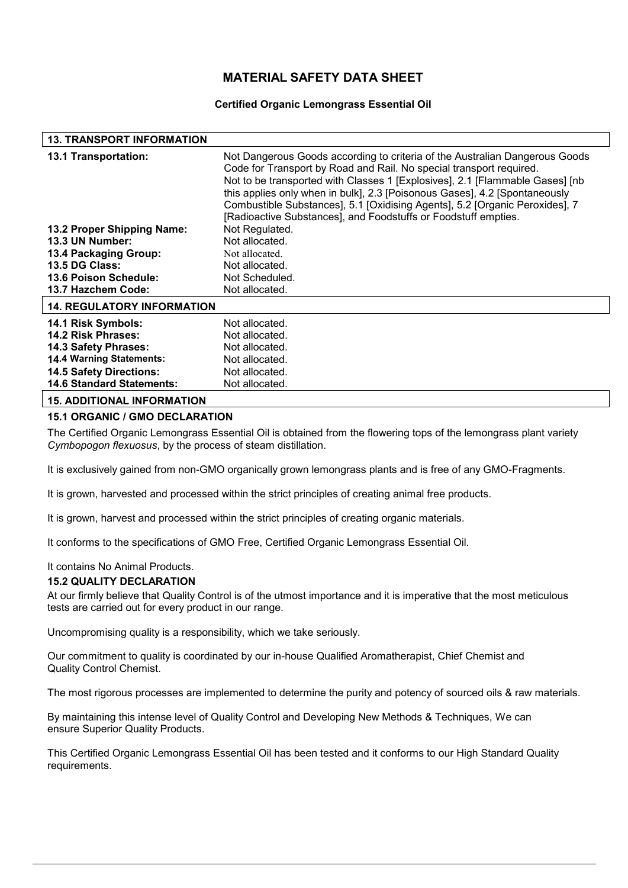# MATERIAL SAFETY DATA SHEET

**Certified Organic Lemongrass Essential Oil**

## 13. TRANSPORT INFORMATION

| | |
|---|---|
| **13.1 Transportation:** | Not Dangerous Goods according to criteria of the Australian Dangerous Goods Code for Transport by Road and Rail. No special transport required. Not to be transported with Classes 1 [Explosives], 2.1 [Flammable Gases] [nb this applies only when in bulk], 2.3 [Poisonous Gases], 4.2 [Spontaneously Combustible Substances], 5.1 [Oxidising Agents], 5.2 [Organic Peroxides], 7 [Radioactive Substances], and Foodstuffs or Foodstuff empties. |
| **13.2 Proper Shipping Name:** | Not Regulated. |
| **13.3 UN Number:** | Not allocated. |
| **13.4 Packaging Group:** | Not allocated. |
| **13.5 DG Class:** | Not allocated. |
| **13.6 Poison Schedule:** | Not Scheduled. |
| **13.7 Hazchem Code:** | Not allocated. |

## 14. REGULATORY INFORMATION

| | |
|---|---|
| **14.1 Risk Symbols:** | Not allocated. |
| **14.2 Risk Phrases:** | Not allocated. |
| **14.3 Safety Phrases:** | Not allocated. |
| **14.4 Warning Statements:** | Not allocated. |
| **14.5 Safety Directions:** | Not allocated. |
| **14.6 Standard Statements:** | Not allocated. |

## 15. ADDITIONAL INFORMATION

### 15.1 ORGANIC / GMO DECLARATION

The Certified Organic Lemongrass Essential Oil is obtained from the flowering tops of the lemongrass plant variety *Cymbopogon flexuosus*, by the process of steam distillation.

It is exclusively gained from non-GMO organically grown lemongrass plants and is free of any GMO-Fragments.

It is grown, harvested and processed within the strict principles of creating animal free products.

It is grown, harvest and processed within the strict principles of creating organic materials.

It conforms to the specifications of GMO Free, Certified Organic Lemongrass Essential Oil.

It contains No Animal Products.

### 15.2 QUALITY DECLARATION

At our firmly believe that Quality Control is of the utmost importance and it is imperative that the most meticulous tests are carried out for every product in our range.

Uncompromising quality is a responsibility, which we take seriously.

Our commitment to quality is coordinated by our in-house Qualified Aromatherapist, Chief Chemist and Quality Control Chemist.

The most rigorous processes are implemented to determine the purity and potency of sourced oils & raw materials.

By maintaining this intense level of Quality Control and Developing New Methods & Techniques, We can ensure Superior Quality Products.

This Certified Organic Lemongrass Essential Oil has been tested and it conforms to our High Standard Quality requirements.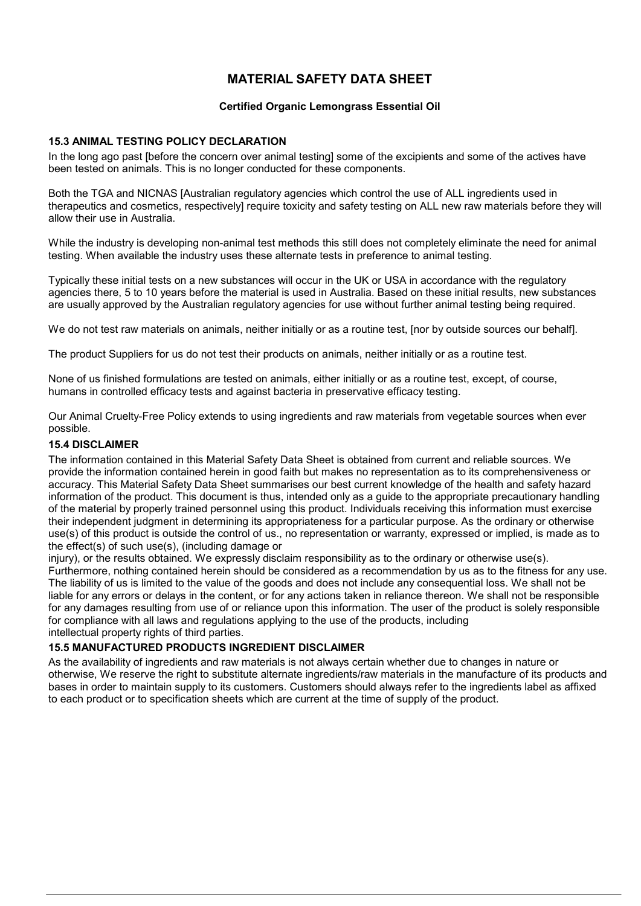# MATERIAL SAFETY DATA SHEET

**Certified Organic Lemongrass Essential Oil**

### 15.3 ANIMAL TESTING POLICY DECLARATION

In the long ago past [before the concern over animal testing] some of the excipients and some of the actives have been tested on animals. This is no longer conducted for these components.

Both the TGA and NICNAS [Australian regulatory agencies which control the use of ALL ingredients used in therapeutics and cosmetics, respectively] require toxicity and safety testing on ALL new raw materials before they will allow their use in Australia.

While the industry is developing non-animal test methods this still does not completely eliminate the need for animal testing. When available the industry uses these alternate tests in preference to animal testing.

Typically these initial tests on a new substances will occur in the UK or USA in accordance with the regulatory agencies there, 5 to 10 years before the material is used in Australia. Based on these initial results, new substances are usually approved by the Australian regulatory agencies for use without further animal testing being required.

We do not test raw materials on animals, neither initially or as a routine test, [nor by outside sources our behalf].

The product Suppliers for us do not test their products on animals, neither initially or as a routine test.

None of us finished formulations are tested on animals, either initially or as a routine test, except, of course, humans in controlled efficacy tests and against bacteria in preservative efficacy testing.

Our Animal Cruelty-Free Policy extends to using ingredients and raw materials from vegetable sources when ever possible.

### 15.4 DISCLAIMER

The information contained in this Material Safety Data Sheet is obtained from current and reliable sources. We provide the information contained herein in good faith but makes no representation as to its comprehensiveness or accuracy. This Material Safety Data Sheet summarises our best current knowledge of the health and safety hazard information of the product. This document is thus, intended only as a guide to the appropriate precautionary handling of the material by properly trained personnel using this product. Individuals receiving this information must exercise their independent judgment in determining its appropriateness for a particular purpose. As the ordinary or otherwise use(s) of this product is outside the control of us., no representation or warranty, expressed or implied, is made as to the effect(s) of such use(s), (including damage or injury), or the results obtained. We expressly disclaim responsibility as to the ordinary or otherwise use(s). Furthermore, nothing contained herein should be considered as a recommendation by us as to the fitness for any use. The liability of us is limited to the value of the goods and does not include any consequential loss. We shall not be liable for any errors or delays in the content, or for any actions taken in reliance thereon. We shall not be responsible for any damages resulting from use of or reliance upon this information. The user of the product is solely responsible for compliance with all laws and regulations applying to the use of the products, including intellectual property rights of third parties.

### 15.5 MANUFACTURED PRODUCTS INGREDIENT DISCLAIMER

As the availability of ingredients and raw materials is not always certain whether due to changes in nature or otherwise, We reserve the right to substitute alternate ingredients/raw materials in the manufacture of its products and bases in order to maintain supply to its customers. Customers should always refer to the ingredients label as affixed to each product or to specification sheets which are current at the time of supply of the product.